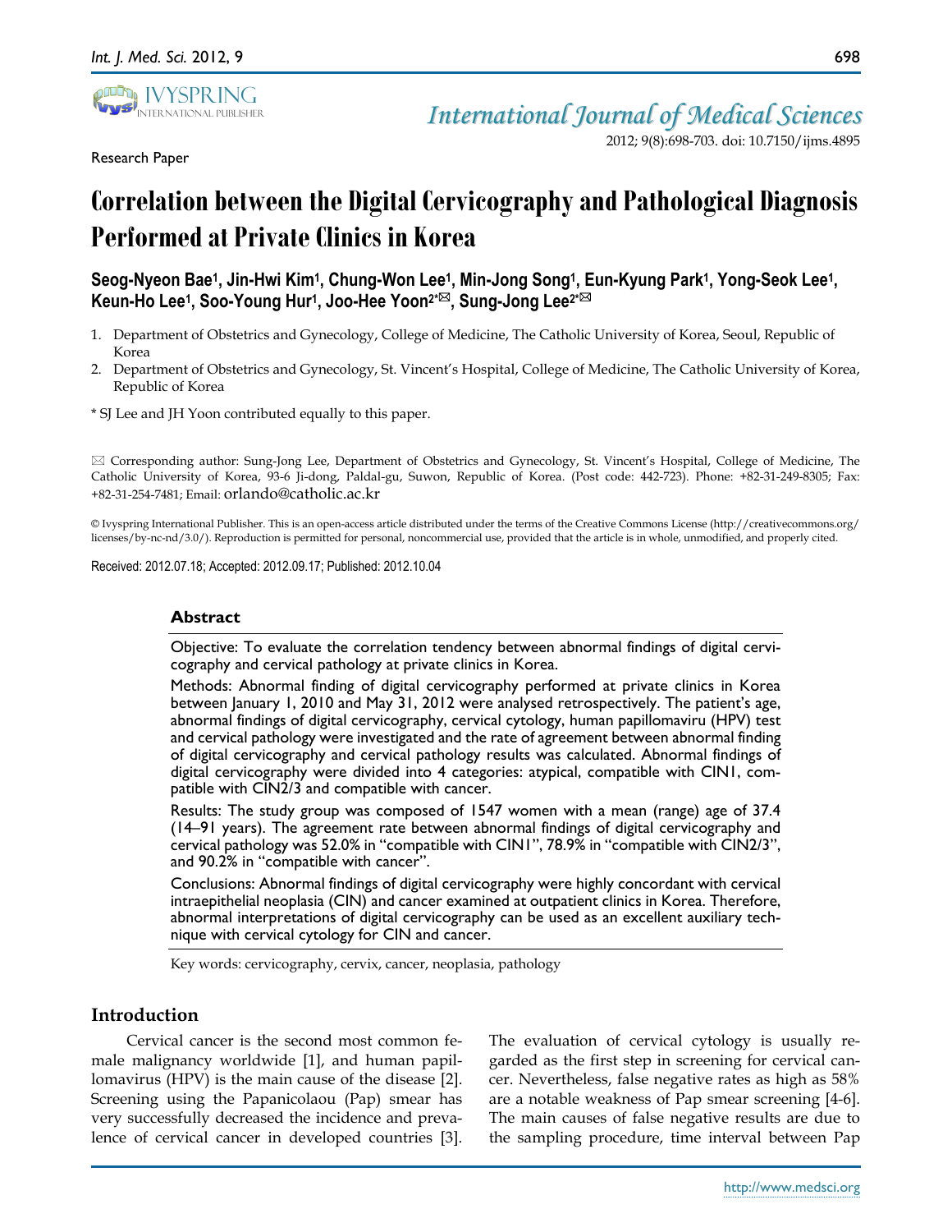Research Paper

# Correlation between the Digital Cervicography and Pathological Diagnosis Performed at Private Clinics in Korea

**Seog-Nyeon Bae[1], Jin-Hwi Kim[1], Chung-Won Lee[1], Min-Jong Song[1], Eun-Kyung Park[1], Yong-Seok Lee[1], Keun-Ho Lee[1], Soo-Young Hur[1], Joo-Hee Yoon[2*✉], Sung-Jong Lee[2*✉]**

1. Department of Obstetrics and Gynecology, College of Medicine, The Catholic University of Korea, Seoul, Republic of Korea
2. Department of Obstetrics and Gynecology, St. Vincent's Hospital, College of Medicine, The Catholic University of Korea, Republic of Korea

\* SJ Lee and JH Yoon contributed equally to this paper.

✉ Corresponding author: Sung-Jong Lee, Department of Obstetrics and Gynecology, St. Vincent's Hospital, College of Medicine, The Catholic University of Korea, 93-6 Ji-dong, Paldal-gu, Suwon, Republic of Korea. (Post code: 442-723). Phone: +82-31-249-8305; Fax: +82-31-254-7481; Email: orlando@catholic.ac.kr

© Ivyspring International Publisher. This is an open-access article distributed under the terms of the Creative Commons License (http://creativecommons.org/licenses/by-nc-nd/3.0/). Reproduction is permitted for personal, noncommercial use, provided that the article is in whole, unmodified, and properly cited.

Received: 2012.07.18; Accepted: 2012.09.17; Published: 2012.10.04

## Abstract

Objective: To evaluate the correlation tendency between abnormal findings of digital cervicography and cervical pathology at private clinics in Korea.

Methods: Abnormal finding of digital cervicography performed at private clinics in Korea between January 1, 2010 and May 31, 2012 were analysed retrospectively. The patient's age, abnormal findings of digital cervicography, cervical cytology, human papillomaviru (HPV) test and cervical pathology were investigated and the rate of agreement between abnormal finding of digital cervicography and cervical pathology results was calculated. Abnormal findings of digital cervicography were divided into 4 categories: atypical, compatible with CIN1, compatible with CIN2/3 and compatible with cancer.

Results: The study group was composed of 1547 women with a mean (range) age of 37.4 (14–91 years). The agreement rate between abnormal findings of digital cervicography and cervical pathology was 52.0% in "compatible with CIN1", 78.9% in "compatible with CIN2/3", and 90.2% in "compatible with cancer".

Conclusions: Abnormal findings of digital cervicography were highly concordant with cervical intraepithelial neoplasia (CIN) and cancer examined at outpatient clinics in Korea. Therefore, abnormal interpretations of digital cervicography can be used as an excellent auxiliary technique with cervical cytology for CIN and cancer.

Key words: cervicography, cervix, cancer, neoplasia, pathology

## Introduction

Cervical cancer is the second most common female malignancy worldwide [1], and human papillomavirus (HPV) is the main cause of the disease [2]. Screening using the Papanicolaou (Pap) smear has very successfully decreased the incidence and prevalence of cervical cancer in developed countries [3]. The evaluation of cervical cytology is usually regarded as the first step in screening for cervical cancer. Nevertheless, false negative rates as high as 58% are a notable weakness of Pap smear screening [4-6]. The main causes of false negative results are due to the sampling procedure, time interval between Pap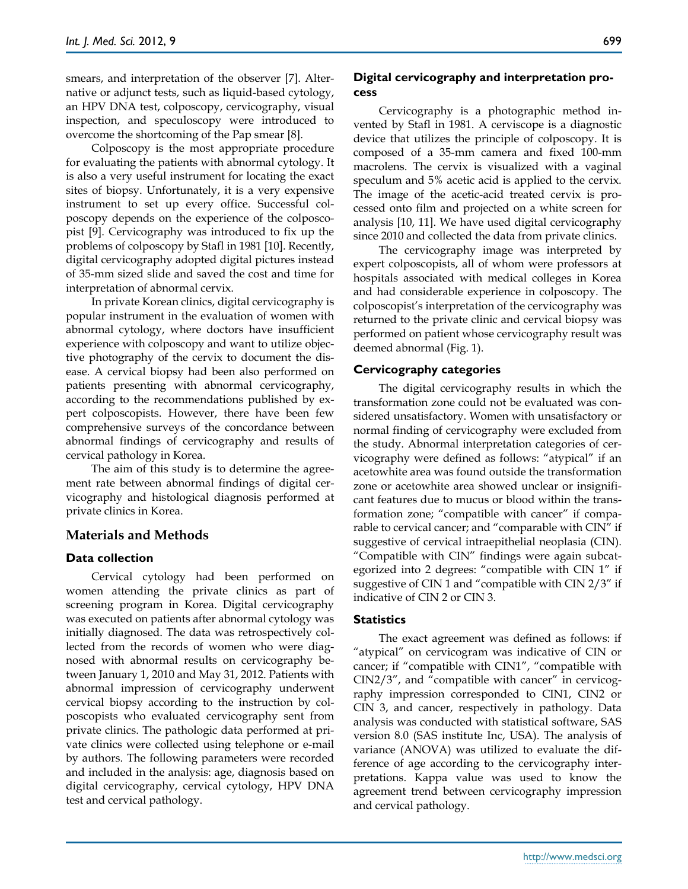smears, and interpretation of the observer [7]. Alternative or adjunct tests, such as liquid-based cytology, an HPV DNA test, colposcopy, cervicography, visual inspection, and speculoscopy were introduced to overcome the shortcoming of the Pap smear [8].

Colposcopy is the most appropriate procedure for evaluating the patients with abnormal cytology. It is also a very useful instrument for locating the exact sites of biopsy. Unfortunately, it is a very expensive instrument to set up every office. Successful colposcopy depends on the experience of the colposcopist [9]. Cervicography was introduced to fix up the problems of colposcopy by Stafl in 1981 [10]. Recently, digital cervicography adopted digital pictures instead of 35-mm sized slide and saved the cost and time for interpretation of abnormal cervix.

In private Korean clinics, digital cervicography is popular instrument in the evaluation of women with abnormal cytology, where doctors have insufficient experience with colposcopy and want to utilize objective photography of the cervix to document the disease. A cervical biopsy had been also performed on patients presenting with abnormal cervicography, according to the recommendations published by expert colposcopists. However, there have been few comprehensive surveys of the concordance between abnormal findings of cervicography and results of cervical pathology in Korea.

The aim of this study is to determine the agreement rate between abnormal findings of digital cervicography and histological diagnosis performed at private clinics in Korea.

## Materials and Methods

### Data collection

Cervical cytology had been performed on women attending the private clinics as part of screening program in Korea. Digital cervicography was executed on patients after abnormal cytology was initially diagnosed. The data was retrospectively collected from the records of women who were diagnosed with abnormal results on cervicography between January 1, 2010 and May 31, 2012. Patients with abnormal impression of cervicography underwent cervical biopsy according to the instruction by colposcopists who evaluated cervicography sent from private clinics. The pathologic data performed at private clinics were collected using telephone or e-mail by authors. The following parameters were recorded and included in the analysis: age, diagnosis based on digital cervicography, cervical cytology, HPV DNA test and cervical pathology.

### Digital cervicography and interpretation process

Cervicography is a photographic method invented by Stafl in 1981. A cerviscope is a diagnostic device that utilizes the principle of colposcopy. It is composed of a 35-mm camera and fixed 100-mm macrolens. The cervix is visualized with a vaginal speculum and 5% acetic acid is applied to the cervix. The image of the acetic-acid treated cervix is processed onto film and projected on a white screen for analysis [10, 11]. We have used digital cervicography since 2010 and collected the data from private clinics.

The cervicography image was interpreted by expert colposcopists, all of whom were professors at hospitals associated with medical colleges in Korea and had considerable experience in colposcopy. The colposcopist's interpretation of the cervicography was returned to the private clinic and cervical biopsy was performed on patient whose cervicography result was deemed abnormal (Fig. 1).

### Cervicography categories

The digital cervicography results in which the transformation zone could not be evaluated was considered unsatisfactory. Women with unsatisfactory or normal finding of cervicography were excluded from the study. Abnormal interpretation categories of cervicography were defined as follows: "atypical" if an acetowhite area was found outside the transformation zone or acetowhite area showed unclear or insignificant features due to mucus or blood within the transformation zone; "compatible with cancer" if comparable to cervical cancer; and "comparable with CIN" if suggestive of cervical intraepithelial neoplasia (CIN). "Compatible with CIN" findings were again subcategorized into 2 degrees: "compatible with CIN 1" if suggestive of CIN 1 and "compatible with CIN 2/3" if indicative of CIN 2 or CIN 3.

### Statistics

The exact agreement was defined as follows: if "atypical" on cervicogram was indicative of CIN or cancer; if "compatible with CIN1", "compatible with CIN2/3", and "compatible with cancer" in cervicography impression corresponded to CIN1, CIN2 or CIN 3, and cancer, respectively in pathology. Data analysis was conducted with statistical software, SAS version 8.0 (SAS institute Inc, USA). The analysis of variance (ANOVA) was utilized to evaluate the difference of age according to the cervicography interpretations. Kappa value was used to know the agreement trend between cervicography impression and cervical pathology.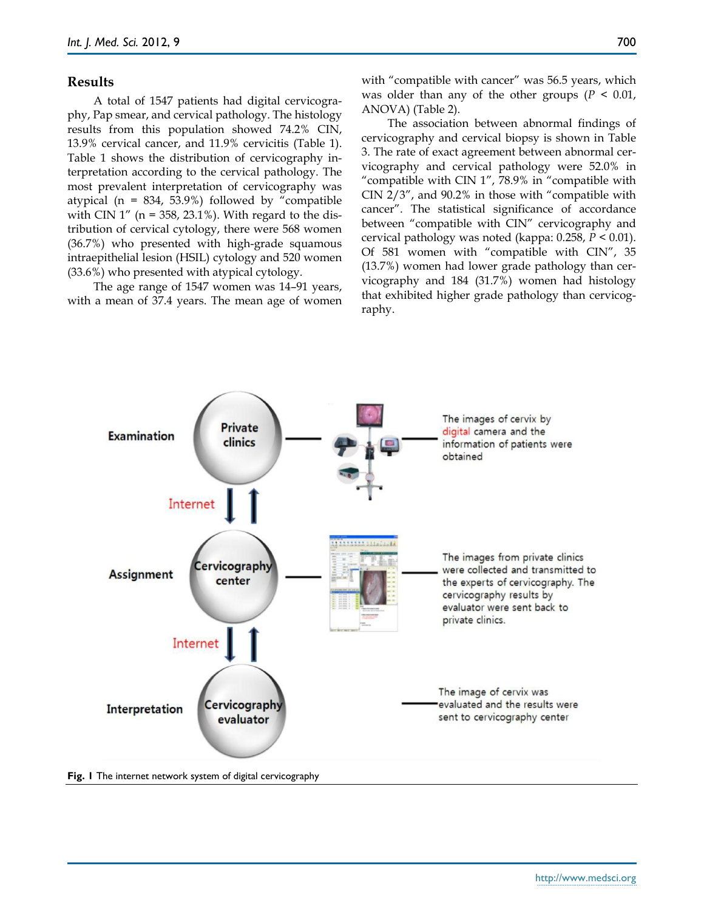## Results

A total of 1547 patients had digital cervicography, Pap smear, and cervical pathology. The histology results from this population showed 74.2% CIN, 13.9% cervical cancer, and 11.9% cervicitis (Table 1). Table 1 shows the distribution of cervicography interpretation according to the cervical pathology. The most prevalent interpretation of cervicography was atypical (n = 834, 53.9%) followed by "compatible with CIN 1" (n = 358, 23.1%). With regard to the distribution of cervical cytology, there were 568 women (36.7%) who presented with high-grade squamous intraepithelial lesion (HSIL) cytology and 520 women (33.6%) who presented with atypical cytology.

The age range of 1547 women was 14–91 years, with a mean of 37.4 years. The mean age of women with "compatible with cancer" was 56.5 years, which was older than any of the other groups ($P < 0.01$, ANOVA) (Table 2).

The association between abnormal findings of cervicography and cervical biopsy is shown in Table 3. The rate of exact agreement between abnormal cervicography and cervical pathology were 52.0% in "compatible with CIN 1", 78.9% in "compatible with CIN 2/3", and 90.2% in those with "compatible with cancer". The statistical significance of accordance between "compatible with CIN" cervicography and cervical pathology was noted (kappa: 0.258, $P < 0.01$). Of 581 women with "compatible with CIN", 35 (13.7%) women had lower grade pathology than cervicography and 184 (31.7%) women had histology that exhibited higher grade pathology than cervicography.

**Fig. 1** The internet network system of digital cervicography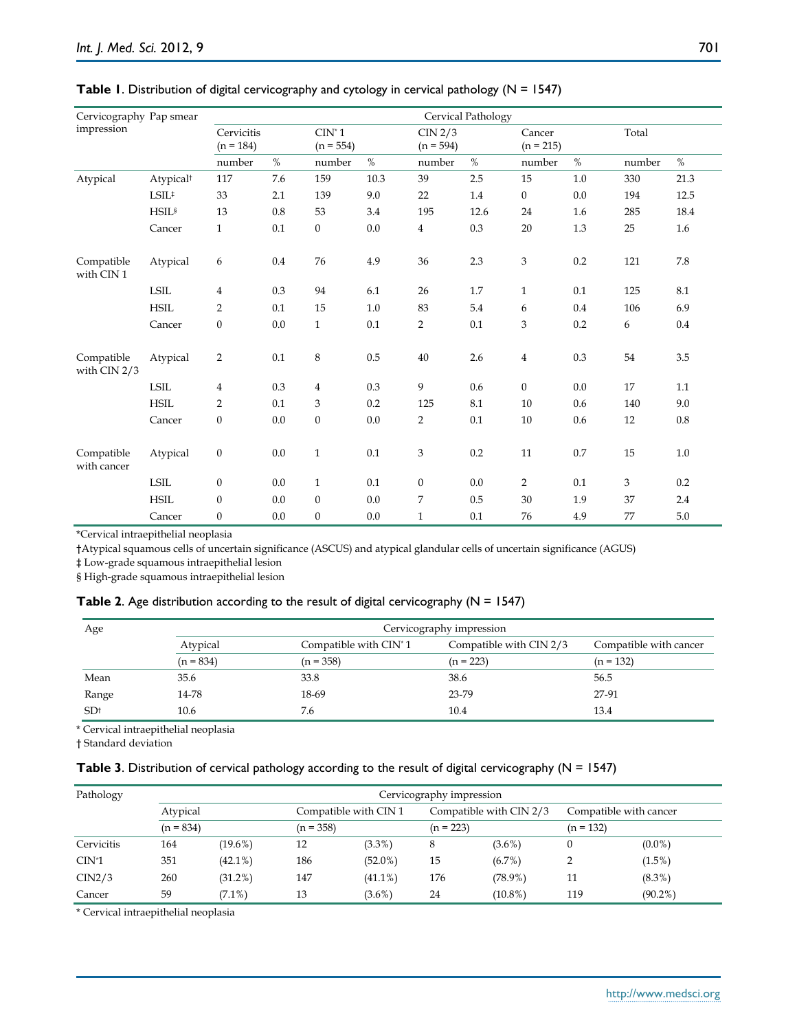**Table 1**. Distribution of digital cervicography and cytology in cervical pathology (N = 1547)

| Cervicography impression | Pap smear | Cervical Pathology | | | | | | | | | |
|---|---|---|---|---|---|---|---|---|---|---|---|
| | | Cervicitis (n = 184) | | CIN* 1 (n = 554) | | CIN 2/3 (n = 594) | | Cancer (n = 215) | | Total | |
| | | number | % | number | % | number | % | number | % | number | % |
| Atypical | Atypical† | 117 | 7.6 | 159 | 10.3 | 39 | 2.5 | 15 | 1.0 | 330 | 21.3 |
| | LSIL‡ | 33 | 2.1 | 139 | 9.0 | 22 | 1.4 | 0 | 0.0 | 194 | 12.5 |
| | HSIL§ | 13 | 0.8 | 53 | 3.4 | 195 | 12.6 | 24 | 1.6 | 285 | 18.4 |
| | Cancer | 1 | 0.1 | 0 | 0.0 | 4 | 0.3 | 20 | 1.3 | 25 | 1.6 |
| Compatible with CIN 1 | Atypical | 6 | 0.4 | 76 | 4.9 | 36 | 2.3 | 3 | 0.2 | 121 | 7.8 |
| | LSIL | 4 | 0.3 | 94 | 6.1 | 26 | 1.7 | 1 | 0.1 | 125 | 8.1 |
| | HSIL | 2 | 0.1 | 15 | 1.0 | 83 | 5.4 | 6 | 0.4 | 106 | 6.9 |
| | Cancer | 0 | 0.0 | 1 | 0.1 | 2 | 0.1 | 3 | 0.2 | 6 | 0.4 |
| Compatible with CIN 2/3 | Atypical | 2 | 0.1 | 8 | 0.5 | 40 | 2.6 | 4 | 0.3 | 54 | 3.5 |
| | LSIL | 4 | 0.3 | 4 | 0.3 | 9 | 0.6 | 0 | 0.0 | 17 | 1.1 |
| | HSIL | 2 | 0.1 | 3 | 0.2 | 125 | 8.1 | 10 | 0.6 | 140 | 9.0 |
| | Cancer | 0 | 0.0 | 0 | 0.0 | 2 | 0.1 | 10 | 0.6 | 12 | 0.8 |
| Compatible with cancer | Atypical | 0 | 0.0 | 1 | 0.1 | 3 | 0.2 | 11 | 0.7 | 15 | 1.0 |
| | LSIL | 0 | 0.0 | 1 | 0.1 | 0 | 0.0 | 2 | 0.1 | 3 | 0.2 |
| | HSIL | 0 | 0.0 | 0 | 0.0 | 7 | 0.5 | 30 | 1.9 | 37 | 2.4 |
| | Cancer | 0 | 0.0 | 0 | 0.0 | 1 | 0.1 | 76 | 4.9 | 77 | 5.0 |

*Cervical intraepithelial neoplasia

†Atypical squamous cells of uncertain significance (ASCUS) and atypical glandular cells of uncertain significance (AGUS)

‡ Low-grade squamous intraepithelial lesion

§ High-grade squamous intraepithelial lesion

**Table 2**. Age distribution according to the result of digital cervicography (N = 1547)

| Age | Cervicography impression | | | |
|---|---|---|---|---|
| | Atypical | Compatible with CIN* 1 | Compatible with CIN 2/3 | Compatible with cancer |
| | (n = 834) | (n = 358) | (n = 223) | (n = 132) |
| Mean | 35.6 | 33.8 | 38.6 | 56.5 |
| Range | 14-78 | 18-69 | 23-79 | 27-91 |
| SD† | 10.6 | 7.6 | 10.4 | 13.4 |

* Cervical intraepithelial neoplasia

† Standard deviation

**Table 3**. Distribution of cervical pathology according to the result of digital cervicography (N = 1547)

| Pathology | Cervicography impression | | | | | | | |
|---|---|---|---|---|---|---|---|---|
| | Atypical | | Compatible with CIN 1 | | Compatible with CIN 2/3 | | Compatible with cancer | |
| | (n = 834) | | (n = 358) | | (n = 223) | | (n = 132) | |
| Cervicitis | 164 | (19.6%) | 12 | (3.3%) | 8 | (3.6%) | 0 | (0.0%) |
| CIN*1 | 351 | (42.1%) | 186 | (52.0%) | 15 | (6.7%) | 2 | (1.5%) |
| CIN2/3 | 260 | (31.2%) | 147 | (41.1%) | 176 | (78.9%) | 11 | (8.3%) |
| Cancer | 59 | (7.1%) | 13 | (3.6%) | 24 | (10.8%) | 119 | (90.2%) |

* Cervical intraepithelial neoplasia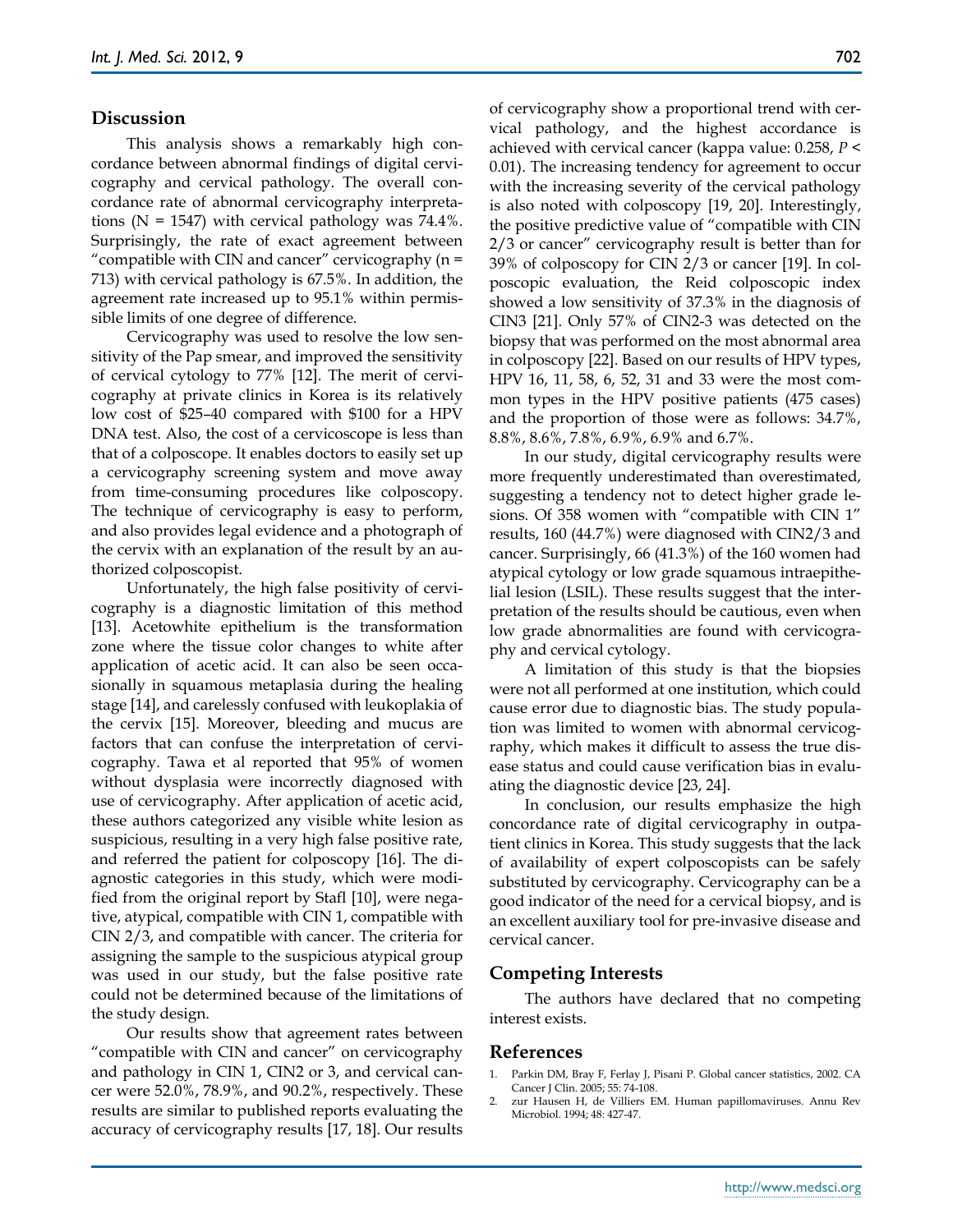## Discussion

This analysis shows a remarkably high concordance between abnormal findings of digital cervicography and cervical pathology. The overall concordance rate of abnormal cervicography interpretations (N = 1547) with cervical pathology was 74.4%. Surprisingly, the rate of exact agreement between "compatible with CIN and cancer" cervicography (n = 713) with cervical pathology is 67.5%. In addition, the agreement rate increased up to 95.1% within permissible limits of one degree of difference.

Cervicography was used to resolve the low sensitivity of the Pap smear, and improved the sensitivity of cervical cytology to 77% [12]. The merit of cervicography at private clinics in Korea is its relatively low cost of $25–40 compared with $100 for a HPV DNA test. Also, the cost of a cervicoscope is less than that of a colposcope. It enables doctors to easily set up a cervicography screening system and move away from time-consuming procedures like colposcopy. The technique of cervicography is easy to perform, and also provides legal evidence and a photograph of the cervix with an explanation of the result by an authorized colposcopist.

Unfortunately, the high false positivity of cervicography is a diagnostic limitation of this method [13]. Acetowhite epithelium is the transformation zone where the tissue color changes to white after application of acetic acid. It can also be seen occasionally in squamous metaplasia during the healing stage [14], and carelessly confused with leukoplakia of the cervix [15]. Moreover, bleeding and mucus are factors that can confuse the interpretation of cervicography. Tawa et al reported that 95% of women without dysplasia were incorrectly diagnosed with use of cervicography. After application of acetic acid, these authors categorized any visible white lesion as suspicious, resulting in a very high false positive rate, and referred the patient for colposcopy [16]. The diagnostic categories in this study, which were modified from the original report by Stafl [10], were negative, atypical, compatible with CIN 1, compatible with CIN 2/3, and compatible with cancer. The criteria for assigning the sample to the suspicious atypical group was used in our study, but the false positive rate could not be determined because of the limitations of the study design.

Our results show that agreement rates between "compatible with CIN and cancer" on cervicography and pathology in CIN 1, CIN2 or 3, and cervical cancer were 52.0%, 78.9%, and 90.2%, respectively. These results are similar to published reports evaluating the accuracy of cervicography results [17, 18]. Our results of cervicography show a proportional trend with cervical pathology, and the highest accordance is achieved with cervical cancer (kappa value: 0.258, $P < 0.01$). The increasing tendency for agreement to occur with the increasing severity of the cervical pathology is also noted with colposcopy [19, 20]. Interestingly, the positive predictive value of "compatible with CIN 2/3 or cancer" cervicography result is better than for 39% of colposcopy for CIN 2/3 or cancer [19]. In colposcopic evaluation, the Reid colposcopic index showed a low sensitivity of 37.3% in the diagnosis of CIN3 [21]. Only 57% of CIN2-3 was detected on the biopsy that was performed on the most abnormal area in colposcopy [22]. Based on our results of HPV types, HPV 16, 11, 58, 6, 52, 31 and 33 were the most common types in the HPV positive patients (475 cases) and the proportion of those were as follows: 34.7%, 8.8%, 8.6%, 7.8%, 6.9%, 6.9% and 6.7%.

In our study, digital cervicography results were more frequently underestimated than overestimated, suggesting a tendency not to detect higher grade lesions. Of 358 women with "compatible with CIN 1" results, 160 (44.7%) were diagnosed with CIN2/3 and cancer. Surprisingly, 66 (41.3%) of the 160 women had atypical cytology or low grade squamous intraepithelial lesion (LSIL). These results suggest that the interpretation of the results should be cautious, even when low grade abnormalities are found with cervicography and cervical cytology.

A limitation of this study is that the biopsies were not all performed at one institution, which could cause error due to diagnostic bias. The study population was limited to women with abnormal cervicography, which makes it difficult to assess the true disease status and could cause verification bias in evaluating the diagnostic device [23, 24].

In conclusion, our results emphasize the high concordance rate of digital cervicography in outpatient clinics in Korea. This study suggests that the lack of availability of expert colposcopists can be safely substituted by cervicography. Cervicography can be a good indicator of the need for a cervical biopsy, and is an excellent auxiliary tool for pre-invasive disease and cervical cancer.

## Competing Interests

The authors have declared that no competing interest exists.

## References

1. Parkin DM, Bray F, Ferlay J, Pisani P. Global cancer statistics, 2002. CA Cancer J Clin. 2005; 55: 74-108.
2. zur Hausen H, de Villiers EM. Human papillomaviruses. Annu Rev Microbiol. 1994; 48: 427-47.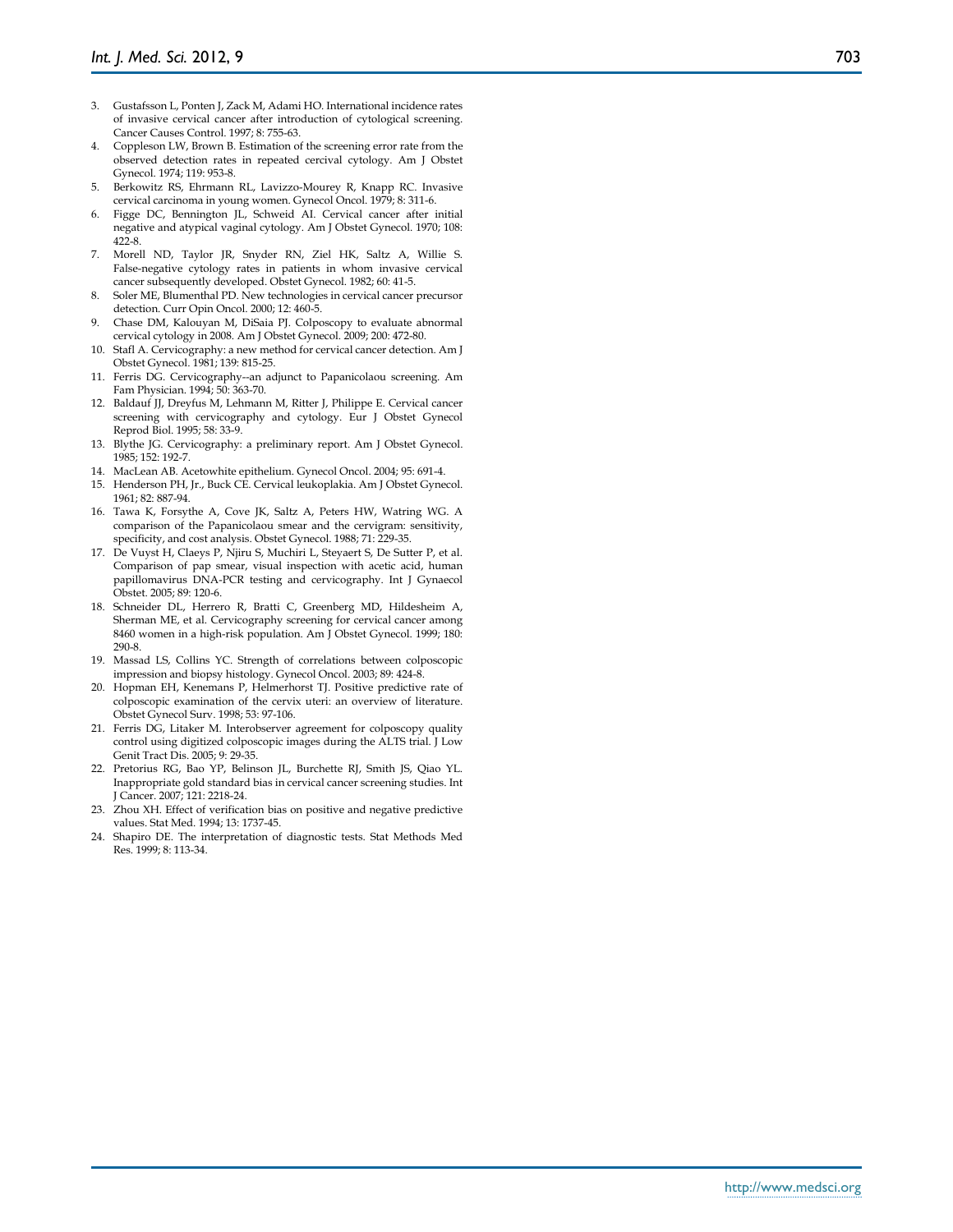3. Gustafsson L, Ponten J, Zack M, Adami HO. International incidence rates of invasive cervical cancer after introduction of cytological screening. Cancer Causes Control. 1997; 8: 755-63.
4. Coppleson LW, Brown B. Estimation of the screening error rate from the observed detection rates in repeated cercival cytology. Am J Obstet Gynecol. 1974; 119: 953-8.
5. Berkowitz RS, Ehrmann RL, Lavizzo-Mourey R, Knapp RC. Invasive cervical carcinoma in young women. Gynecol Oncol. 1979; 8: 311-6.
6. Figge DC, Bennington JL, Schweid AI. Cervical cancer after initial negative and atypical vaginal cytology. Am J Obstet Gynecol. 1970; 108: 422-8.
7. Morell ND, Taylor JR, Snyder RN, Ziel HK, Saltz A, Willie S. False-negative cytology rates in patients in whom invasive cervical cancer subsequently developed. Obstet Gynecol. 1982; 60: 41-5.
8. Soler ME, Blumenthal PD. New technologies in cervical cancer precursor detection. Curr Opin Oncol. 2000; 12: 460-5.
9. Chase DM, Kalouyan M, DiSaia PJ. Colposcopy to evaluate abnormal cervical cytology in 2008. Am J Obstet Gynecol. 2009; 200: 472-80.
10. Stafl A. Cervicography: a new method for cervical cancer detection. Am J Obstet Gynecol. 1981; 139: 815-25.
11. Ferris DG. Cervicography--an adjunct to Papanicolaou screening. Am Fam Physician. 1994; 50: 363-70.
12. Baldauf JJ, Dreyfus M, Lehmann M, Ritter J, Philippe E. Cervical cancer screening with cervicography and cytology. Eur J Obstet Gynecol Reprod Biol. 1995; 58: 33-9.
13. Blythe JG. Cervicography: a preliminary report. Am J Obstet Gynecol. 1985; 152: 192-7.
14. MacLean AB. Acetowhite epithelium. Gynecol Oncol. 2004; 95: 691-4.
15. Henderson PH, Jr., Buck CE. Cervical leukoplakia. Am J Obstet Gynecol. 1961; 82: 887-94.
16. Tawa K, Forsythe A, Cove JK, Saltz A, Peters HW, Watring WG. A comparison of the Papanicolaou smear and the cervigram: sensitivity, specificity, and cost analysis. Obstet Gynecol. 1988; 71: 229-35.
17. De Vuyst H, Claeys P, Njiru S, Muchiri L, Steyaert S, De Sutter P, et al. Comparison of pap smear, visual inspection with acetic acid, human papillomavirus DNA-PCR testing and cervicography. Int J Gynaecol Obstet. 2005; 89: 120-6.
18. Schneider DL, Herrero R, Bratti C, Greenberg MD, Hildesheim A, Sherman ME, et al. Cervicography screening for cervical cancer among 8460 women in a high-risk population. Am J Obstet Gynecol. 1999; 180: 290-8.
19. Massad LS, Collins YC. Strength of correlations between colposcopic impression and biopsy histology. Gynecol Oncol. 2003; 89: 424-8.
20. Hopman EH, Kenemans P, Helmerhorst TJ. Positive predictive rate of colposcopic examination of the cervix uteri: an overview of literature. Obstet Gynecol Surv. 1998; 53: 97-106.
21. Ferris DG, Litaker M. Interobserver agreement for colposcopy quality control using digitized colposcopic images during the ALTS trial. J Low Genit Tract Dis. 2005; 9: 29-35.
22. Pretorius RG, Bao YP, Belinson JL, Burchette RJ, Smith JS, Qiao YL. Inappropriate gold standard bias in cervical cancer screening studies. Int J Cancer. 2007; 121: 2218-24.
23. Zhou XH. Effect of verification bias on positive and negative predictive values. Stat Med. 1994; 13: 1737-45.
24. Shapiro DE. The interpretation of diagnostic tests. Stat Methods Med Res. 1999; 8: 113-34.